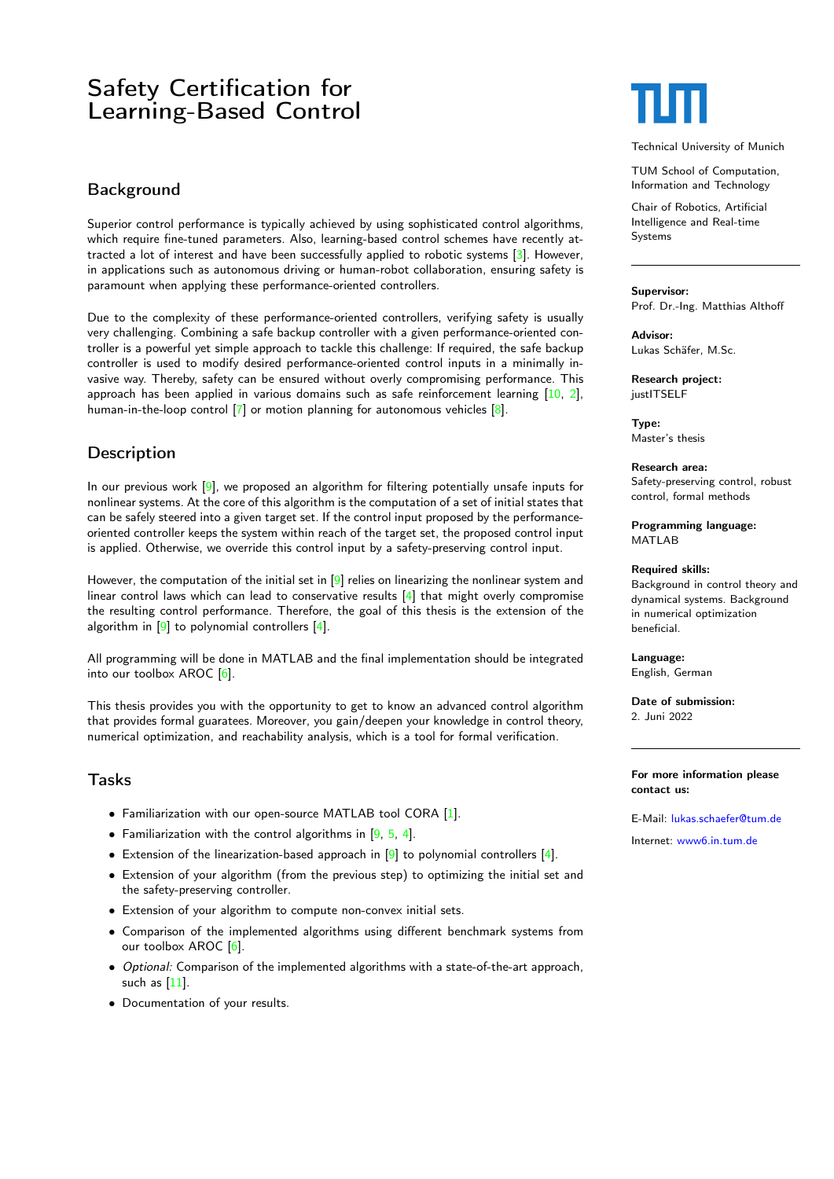# Safety Certification for Learning-Based Control

## Background

Superior control performance is typically achieved by using sophisticated control algorithms, which require fine-tuned parameters. Also, learning-based control schemes have recently attracted a lot of interest and have been successfully applied to robotic systems [3]. However, in applications such as autonomous driving or human-robot collaboration, ensuring safety is paramount when applying these performance-oriented controllers.

Due to the complexity of these performance-oriented controllers, verifying safety is usually very challenging. Combining a safe backup controller with a given performance-oriented controller is a powerful yet simple approach to tackle this challenge: If required, the safe backup controller is used to modify desired performance-oriented control inputs in a minimally invasive way. Thereby, safety can be ensured without overly compromising performance. This approach has been applied in various domains such as safe reinforcement learning [10, 2], human-in-the-loop control [7] or motion planning for autonomous vehicles [8].

## Description

In our previous work [9], we proposed an algorithm for filtering potentially unsafe inputs for nonlinear systems. At the core of this algorithm is the computation of a set of initial states that can be safely steered into a given target set. If the control input proposed by the performance-oriented controller keeps the system within reach of the target set, the proposed control input is applied. Otherwise, we override this control input by a safety-preserving control input.

However, the computation of the initial set in [9] relies on linearizing the nonlinear system and linear control laws which can lead to conservative results [4] that might overly compromise the resulting control performance. Therefore, the goal of this thesis is the extension of the algorithm in [9] to polynomial controllers [4].

All programming will be done in MATLAB and the final implementation should be integrated into our toolbox AROC [6].

This thesis provides you with the opportunity to get to know an advanced control algorithm that provides formal guarantees. Moreover, you gain/deepen your knowledge in control theory, numerical optimization, and reachability analysis, which is a tool for formal verification.

## Tasks

- Familiarization with our open-source MATLAB tool CORA [1].
- Familiarization with the control algorithms in [9, 5, 4].
- Extension of the linearization-based approach in [9] to polynomial controllers [4].
- Extension of your algorithm (from the previous step) to optimizing the initial set and the safety-preserving controller.
- Extension of your algorithm to compute non-convex initial sets.
- Comparison of the implemented algorithms using different benchmark systems from our toolbox AROC [6].
- *Optional:* Comparison of the implemented algorithms with a state-of-the-art approach, such as [11].
- Documentation of your results.

Technical University of Munich

TUM School of Computation, Information and Technology

Chair of Robotics, Artificial Intelligence and Real-time Systems

**Supervisor:**
Prof. Dr.-Ing. Matthias Althoff

**Advisor:**
Lukas Schäfer, M.Sc.

**Research project:**
justITSELF

**Type:**
Master's thesis

**Research area:**
Safety-preserving control, robust control, formal methods

**Programming language:**
MATLAB

**Required skills:**
Background in control theory and dynamical systems. Background in numerical optimization beneficial.

**Language:**
English, German

**Date of submission:**
2. Juni 2022

**For more information please contact us:**

E-Mail: lukas.schaefer@tum.de

Internet: www6.in.tum.de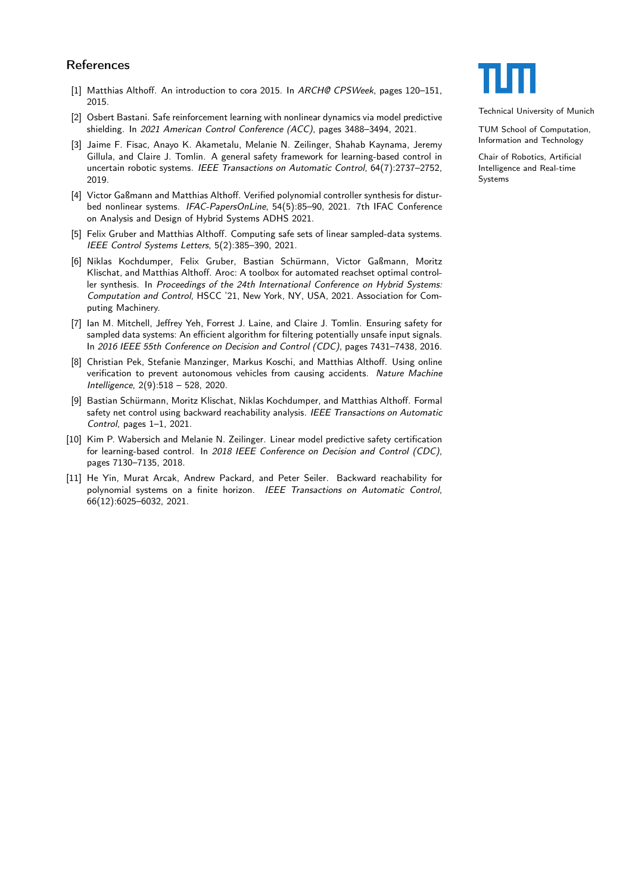## References

[1] Matthias Althoff. An introduction to cora 2015. In *ARCH@ CPSWeek*, pages 120–151, 2015.

[2] Osbert Bastani. Safe reinforcement learning with nonlinear dynamics via model predictive shielding. In *2021 American Control Conference (ACC)*, pages 3488–3494, 2021.

[3] Jaime F. Fisac, Anayo K. Akametalu, Melanie N. Zeilinger, Shahab Kaynama, Jeremy Gillula, and Claire J. Tomlin. A general safety framework for learning-based control in uncertain robotic systems. *IEEE Transactions on Automatic Control*, 64(7):2737–2752, 2019.

[4] Victor Gaßmann and Matthias Althoff. Verified polynomial controller synthesis for disturbed nonlinear systems. *IFAC-PapersOnLine*, 54(5):85–90, 2021. 7th IFAC Conference on Analysis and Design of Hybrid Systems ADHS 2021.

[5] Felix Gruber and Matthias Althoff. Computing safe sets of linear sampled-data systems. *IEEE Control Systems Letters*, 5(2):385–390, 2021.

[6] Niklas Kochdumper, Felix Gruber, Bastian Schürmann, Victor Gaßmann, Moritz Klischat, and Matthias Althoff. Aroc: A toolbox for automated reachset optimal controller synthesis. In *Proceedings of the 24th International Conference on Hybrid Systems: Computation and Control*, HSCC '21, New York, NY, USA, 2021. Association for Computing Machinery.

[7] Ian M. Mitchell, Jeffrey Yeh, Forrest J. Laine, and Claire J. Tomlin. Ensuring safety for sampled data systems: An efficient algorithm for filtering potentially unsafe input signals. In *2016 IEEE 55th Conference on Decision and Control (CDC)*, pages 7431–7438, 2016.

[8] Christian Pek, Stefanie Manzinger, Markus Koschi, and Matthias Althoff. Using online verification to prevent autonomous vehicles from causing accidents. *Nature Machine Intelligence*, 2(9):518 – 528, 2020.

[9] Bastian Schürmann, Moritz Klischat, Niklas Kochdumper, and Matthias Althoff. Formal safety net control using backward reachability analysis. *IEEE Transactions on Automatic Control*, pages 1–1, 2021.

[10] Kim P. Wabersich and Melanie N. Zeilinger. Linear model predictive safety certification for learning-based control. In *2018 IEEE Conference on Decision and Control (CDC)*, pages 7130–7135, 2018.

[11] He Yin, Murat Arcak, Andrew Packard, and Peter Seiler. Backward reachability for polynomial systems on a finite horizon. *IEEE Transactions on Automatic Control*, 66(12):6025–6032, 2021.

Technical University of Munich

TUM School of Computation, Information and Technology

Chair of Robotics, Artificial Intelligence and Real-time Systems